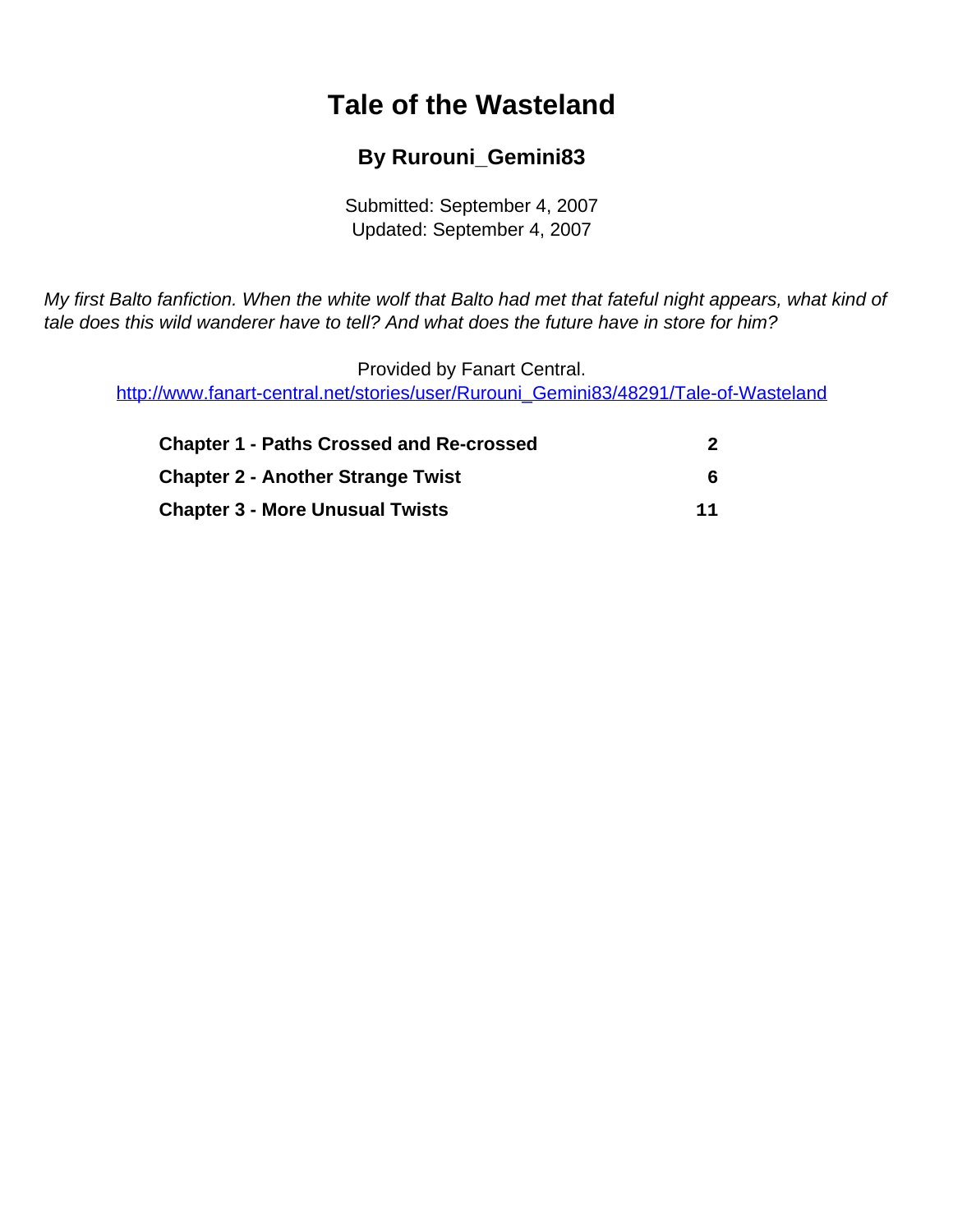# Tale of the Wasteland

## By Rurouni_Gemini83

Submitted: September 4, 2007
Updated: September 4, 2007

*My first Balto fanfiction. When the white wolf that Balto had met that fateful night appears, what kind of tale does this wild wanderer have to tell? And what does the future have in store for him?*

Provided by Fanart Central.
http://www.fanart-central.net/stories/user/Rurouni_Gemini83/48291/Tale-of-Wasteland

| | |
|---|---|
| **Chapter 1 - Paths Crossed and Re-crossed** | **2** |
| **Chapter 2 - Another Strange Twist** | **6** |
| **Chapter 3 - More Unusual Twists** | **11** |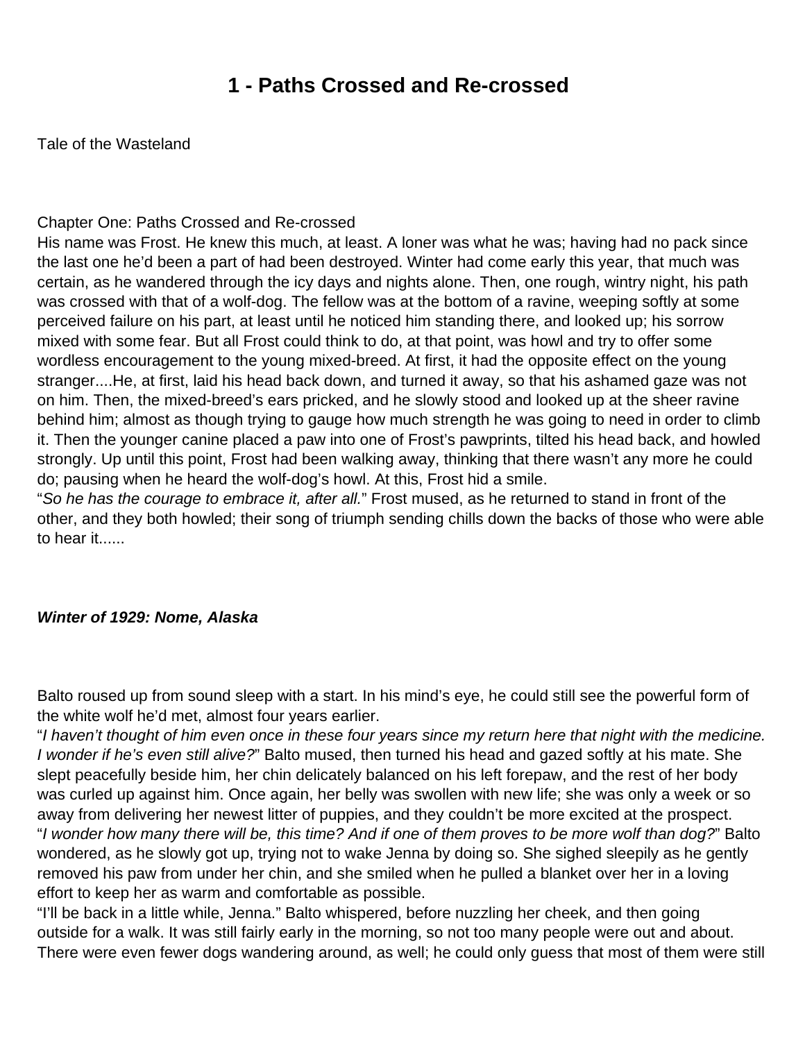# 1 - Paths Crossed and Re-crossed

Tale of the Wasteland

Chapter One: Paths Crossed and Re-crossed

His name was Frost. He knew this much, at least. A loner was what he was; having had no pack since the last one he'd been a part of had been destroyed. Winter had come early this year, that much was certain, as he wandered through the icy days and nights alone. Then, one rough, wintry night, his path was crossed with that of a wolf-dog. The fellow was at the bottom of a ravine, weeping softly at some perceived failure on his part, at least until he noticed him standing there, and looked up; his sorrow mixed with some fear. But all Frost could think to do, at that point, was howl and try to offer some wordless encouragement to the young mixed-breed. At first, it had the opposite effect on the young stranger....He, at first, laid his head back down, and turned it away, so that his ashamed gaze was not on him. Then, the mixed-breed's ears pricked, and he slowly stood and looked up at the sheer ravine behind him; almost as though trying to gauge how much strength he was going to need in order to climb it. Then the younger canine placed a paw into one of Frost's pawprints, tilted his head back, and howled strongly. Up until this point, Frost had been walking away, thinking that there wasn't any more he could do; pausing when he heard the wolf-dog's howl. At this, Frost hid a smile.

"*So he has the courage to embrace it, after all.*" Frost mused, as he returned to stand in front of the other, and they both howled; their song of triumph sending chills down the backs of those who were able to hear it......

***Winter of 1929: Nome, Alaska***

Balto roused up from sound sleep with a start. In his mind's eye, he could still see the powerful form of the white wolf he'd met, almost four years earlier.

"*I haven't thought of him even once in these four years since my return here that night with the medicine. I wonder if he's even still alive?*" Balto mused, then turned his head and gazed softly at his mate. She slept peacefully beside him, her chin delicately balanced on his left forepaw, and the rest of her body was curled up against him. Once again, her belly was swollen with new life; she was only a week or so away from delivering her newest litter of puppies, and they couldn't be more excited at the prospect.

"*I wonder how many there will be, this time? And if one of them proves to be more wolf than dog?*" Balto wondered, as he slowly got up, trying not to wake Jenna by doing so. She sighed sleepily as he gently removed his paw from under her chin, and she smiled when he pulled a blanket over her in a loving effort to keep her as warm and comfortable as possible.

"I'll be back in a little while, Jenna." Balto whispered, before nuzzling her cheek, and then going outside for a walk. It was still fairly early in the morning, so not too many people were out and about. There were even fewer dogs wandering around, as well; he could only guess that most of them were still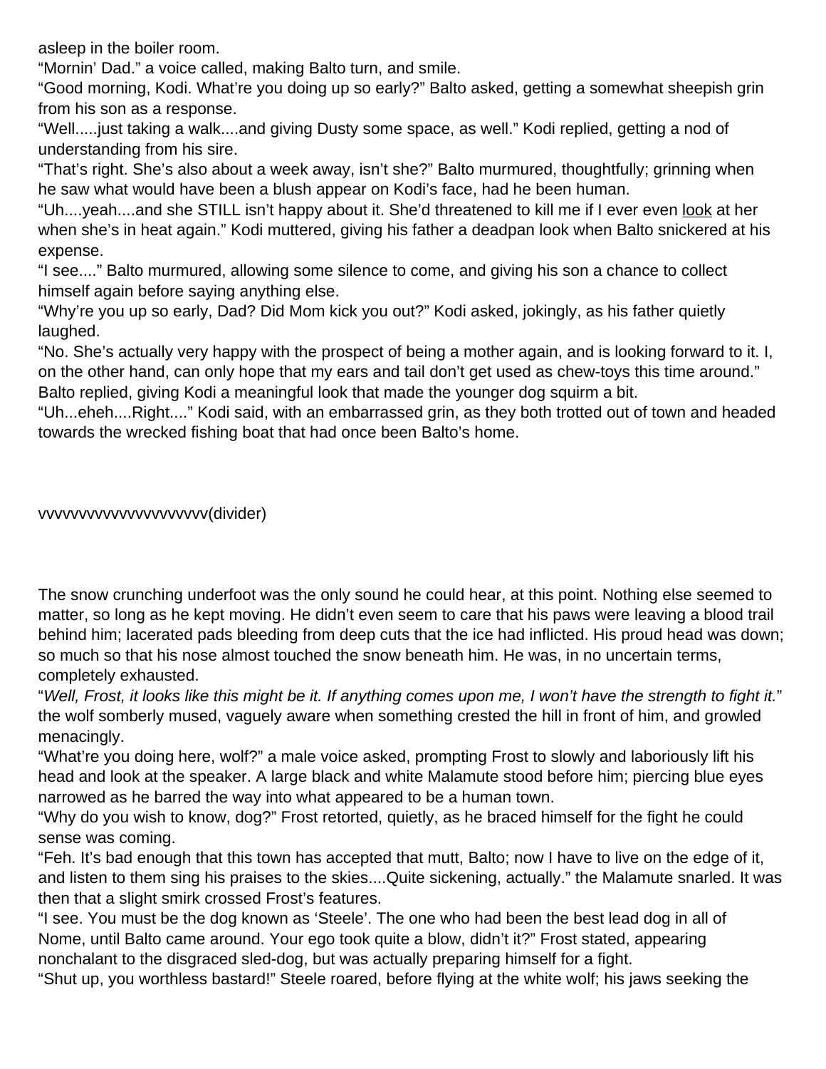asleep in the boiler room.

"Mornin' Dad." a voice called, making Balto turn, and smile.

"Good morning, Kodi. What're you doing up so early?" Balto asked, getting a somewhat sheepish grin from his son as a response.

"Well.....just taking a walk....and giving Dusty some space, as well." Kodi replied, getting a nod of understanding from his sire.

"That's right. She's also about a week away, isn't she?" Balto murmured, thoughtfully; grinning when he saw what would have been a blush appear on Kodi's face, had he been human.

"Uh....yeah....and she STILL isn't happy about it. She'd threatened to kill me if I ever even <u>look</u> at her when she's in heat again." Kodi muttered, giving his father a deadpan look when Balto snickered at his expense.

"I see...." Balto murmured, allowing some silence to come, and giving his son a chance to collect himself again before saying anything else.

"Why're you up so early, Dad? Did Mom kick you out?" Kodi asked, jokingly, as his father quietly laughed.

"No. She's actually very happy with the prospect of being a mother again, and is looking forward to it. I, on the other hand, can only hope that my ears and tail don't get used as chew-toys this time around." Balto replied, giving Kodi a meaningful look that made the younger dog squirm a bit.

"Uh...eheh....Right...." Kodi said, with an embarrassed grin, as they both trotted out of town and headed towards the wrecked fishing boat that had once been Balto's home.

vvvvvvvvvvvvvvvvvvvv(divider)

The snow crunching underfoot was the only sound he could hear, at this point. Nothing else seemed to matter, so long as he kept moving. He didn't even seem to care that his paws were leaving a blood trail behind him; lacerated pads bleeding from deep cuts that the ice had inflicted. His proud head was down; so much so that his nose almost touched the snow beneath him. He was, in no uncertain terms, completely exhausted.

"*Well, Frost, it looks like this might be it. If anything comes upon me, I won't have the strength to fight it.*" the wolf somberly mused, vaguely aware when something crested the hill in front of him, and growled menacingly.

"What're you doing here, wolf?" a male voice asked, prompting Frost to slowly and laboriously lift his head and look at the speaker. A large black and white Malamute stood before him; piercing blue eyes narrowed as he barred the way into what appeared to be a human town.

"Why do you wish to know, dog?" Frost retorted, quietly, as he braced himself for the fight he could sense was coming.

"Feh. It's bad enough that this town has accepted that mutt, Balto; now I have to live on the edge of it, and listen to them sing his praises to the skies....Quite sickening, actually." the Malamute snarled. It was then that a slight smirk crossed Frost's features.

"I see. You must be the dog known as 'Steele'. The one who had been the best lead dog in all of Nome, until Balto came around. Your ego took quite a blow, didn't it?" Frost stated, appearing nonchalant to the disgraced sled-dog, but was actually preparing himself for a fight.

"Shut up, you worthless bastard!" Steele roared, before flying at the white wolf; his jaws seeking the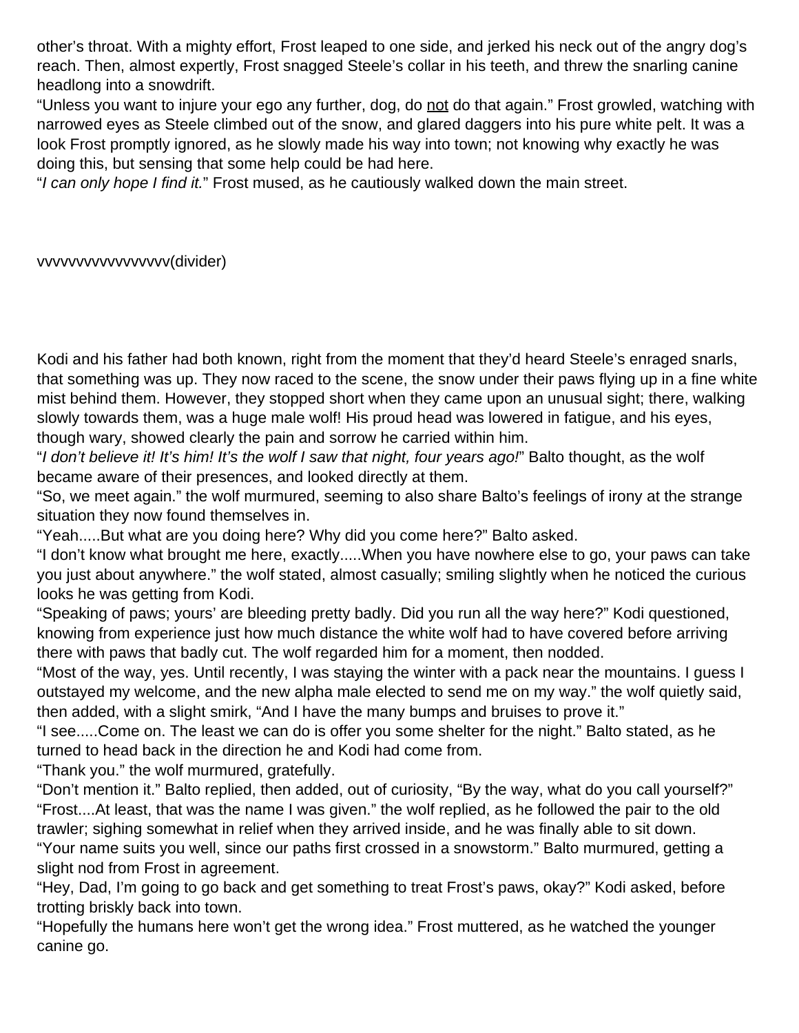other's throat. With a mighty effort, Frost leaped to one side, and jerked his neck out of the angry dog's reach. Then, almost expertly, Frost snagged Steele's collar in his teeth, and threw the snarling canine headlong into a snowdrift.

"Unless you want to injure your ego any further, dog, do <u>not</u> do that again." Frost growled, watching with narrowed eyes as Steele climbed out of the snow, and glared daggers into his pure white pelt. It was a look Frost promptly ignored, as he slowly made his way into town; not knowing why exactly he was doing this, but sensing that some help could be had here.

"*I can only hope I find it.*" Frost mused, as he cautiously walked down the main street.

vvvvvvvvvvvvvvvvv(divider)

Kodi and his father had both known, right from the moment that they'd heard Steele's enraged snarls, that something was up. They now raced to the scene, the snow under their paws flying up in a fine white mist behind them. However, they stopped short when they came upon an unusual sight; there, walking slowly towards them, was a huge male wolf! His proud head was lowered in fatigue, and his eyes, though wary, showed clearly the pain and sorrow he carried within him.

"*I don't believe it! It's him! It's the wolf I saw that night, four years ago!*" Balto thought, as the wolf became aware of their presences, and looked directly at them.

"So, we meet again." the wolf murmured, seeming to also share Balto's feelings of irony at the strange situation they now found themselves in.

"Yeah.....But what are you doing here? Why did you come here?" Balto asked.

"I don't know what brought me here, exactly.....When you have nowhere else to go, your paws can take you just about anywhere." the wolf stated, almost casually; smiling slightly when he noticed the curious looks he was getting from Kodi.

"Speaking of paws; yours' are bleeding pretty badly. Did you run all the way here?" Kodi questioned, knowing from experience just how much distance the white wolf had to have covered before arriving there with paws that badly cut. The wolf regarded him for a moment, then nodded.

"Most of the way, yes. Until recently, I was staying the winter with a pack near the mountains. I guess I outstayed my welcome, and the new alpha male elected to send me on my way." the wolf quietly said, then added, with a slight smirk, "And I have the many bumps and bruises to prove it."

"I see.....Come on. The least we can do is offer you some shelter for the night." Balto stated, as he turned to head back in the direction he and Kodi had come from.

"Thank you." the wolf murmured, gratefully.

"Don't mention it." Balto replied, then added, out of curiosity, "By the way, what do you call yourself?"

"Frost....At least, that was the name I was given." the wolf replied, as he followed the pair to the old trawler; sighing somewhat in relief when they arrived inside, and he was finally able to sit down.

"Your name suits you well, since our paths first crossed in a snowstorm." Balto murmured, getting a slight nod from Frost in agreement.

"Hey, Dad, I'm going to go back and get something to treat Frost's paws, okay?" Kodi asked, before trotting briskly back into town.

"Hopefully the humans here won't get the wrong idea." Frost muttered, as he watched the younger canine go.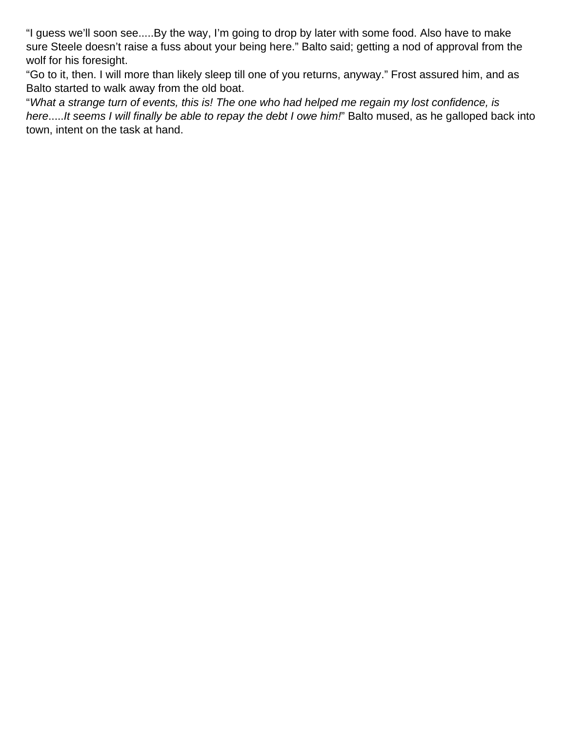“I guess we’ll soon see.....By the way, I’m going to drop by later with some food. Also have to make sure Steele doesn’t raise a fuss about your being here.” Balto said; getting a nod of approval from the wolf for his foresight.

“Go to it, then. I will more than likely sleep till one of you returns, anyway.” Frost assured him, and as Balto started to walk away from the old boat.

“*What a strange turn of events, this is! The one who had helped me regain my lost confidence, is here*.....*It seems I will finally be able to repay the debt I owe him!*” Balto mused, as he galloped back into town, intent on the task at hand.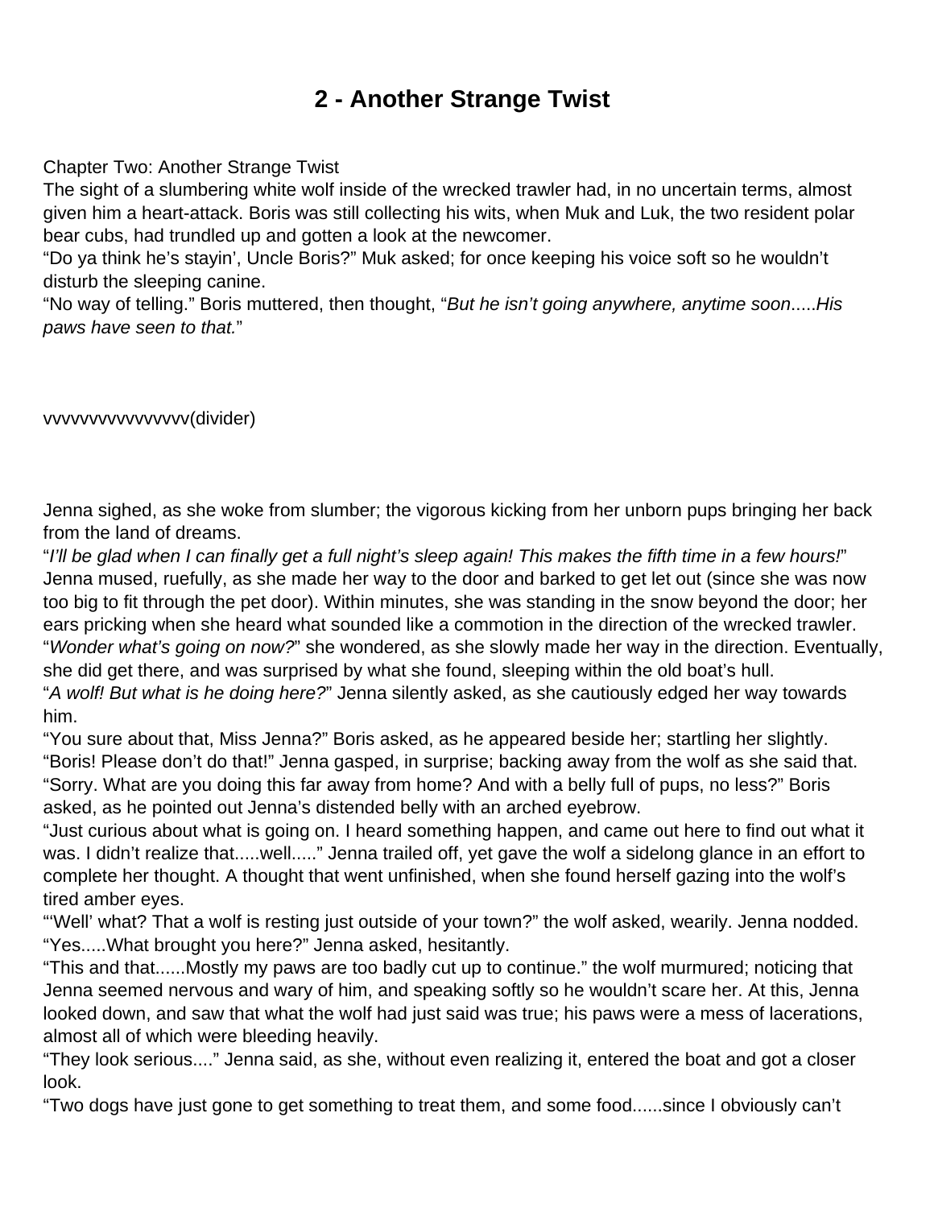# 2 - Another Strange Twist

Chapter Two: Another Strange Twist

The sight of a slumbering white wolf inside of the wrecked trawler had, in no uncertain terms, almost given him a heart-attack. Boris was still collecting his wits, when Muk and Luk, the two resident polar bear cubs, had trundled up and gotten a look at the newcomer.

"Do ya think he's stayin', Uncle Boris?" Muk asked; for once keeping his voice soft so he wouldn't disturb the sleeping canine.

"No way of telling." Boris muttered, then thought, "*But he isn't going anywhere, anytime soon*.....*His paws have seen to that.*"

vvvvvvvvvvvvvvvv(divider)

Jenna sighed, as she woke from slumber; the vigorous kicking from her unborn pups bringing her back from the land of dreams.

"*I'll be glad when I can finally get a full night's sleep again! This makes the fifth time in a few hours!*" Jenna mused, ruefully, as she made her way to the door and barked to get let out (since she was now too big to fit through the pet door). Within minutes, she was standing in the snow beyond the door; her ears pricking when she heard what sounded like a commotion in the direction of the wrecked trawler.

"*Wonder what's going on now?*" she wondered, as she slowly made her way in the direction. Eventually, she did get there, and was surprised by what she found, sleeping within the old boat's hull.

"*A wolf! But what is he doing here?*" Jenna silently asked, as she cautiously edged her way towards him.

"You sure about that, Miss Jenna?" Boris asked, as he appeared beside her; startling her slightly.

"Boris! Please don't do that!" Jenna gasped, in surprise; backing away from the wolf as she said that.

"Sorry. What are you doing this far away from home? And with a belly full of pups, no less?" Boris asked, as he pointed out Jenna's distended belly with an arched eyebrow.

"Just curious about what is going on. I heard something happen, and came out here to find out what it was. I didn't realize that.....well....." Jenna trailed off, yet gave the wolf a sidelong glance in an effort to complete her thought. A thought that went unfinished, when she found herself gazing into the wolf's tired amber eyes.

"'Well' what? That a wolf is resting just outside of your town?" the wolf asked, wearily. Jenna nodded.

"Yes.....What brought you here?" Jenna asked, hesitantly.

"This and that......Mostly my paws are too badly cut up to continue." the wolf murmured; noticing that Jenna seemed nervous and wary of him, and speaking softly so he wouldn't scare her. At this, Jenna looked down, and saw that what the wolf had just said was true; his paws were a mess of lacerations, almost all of which were bleeding heavily.

"They look serious...." Jenna said, as she, without even realizing it, entered the boat and got a closer look.

"Two dogs have just gone to get something to treat them, and some food......since I obviously can't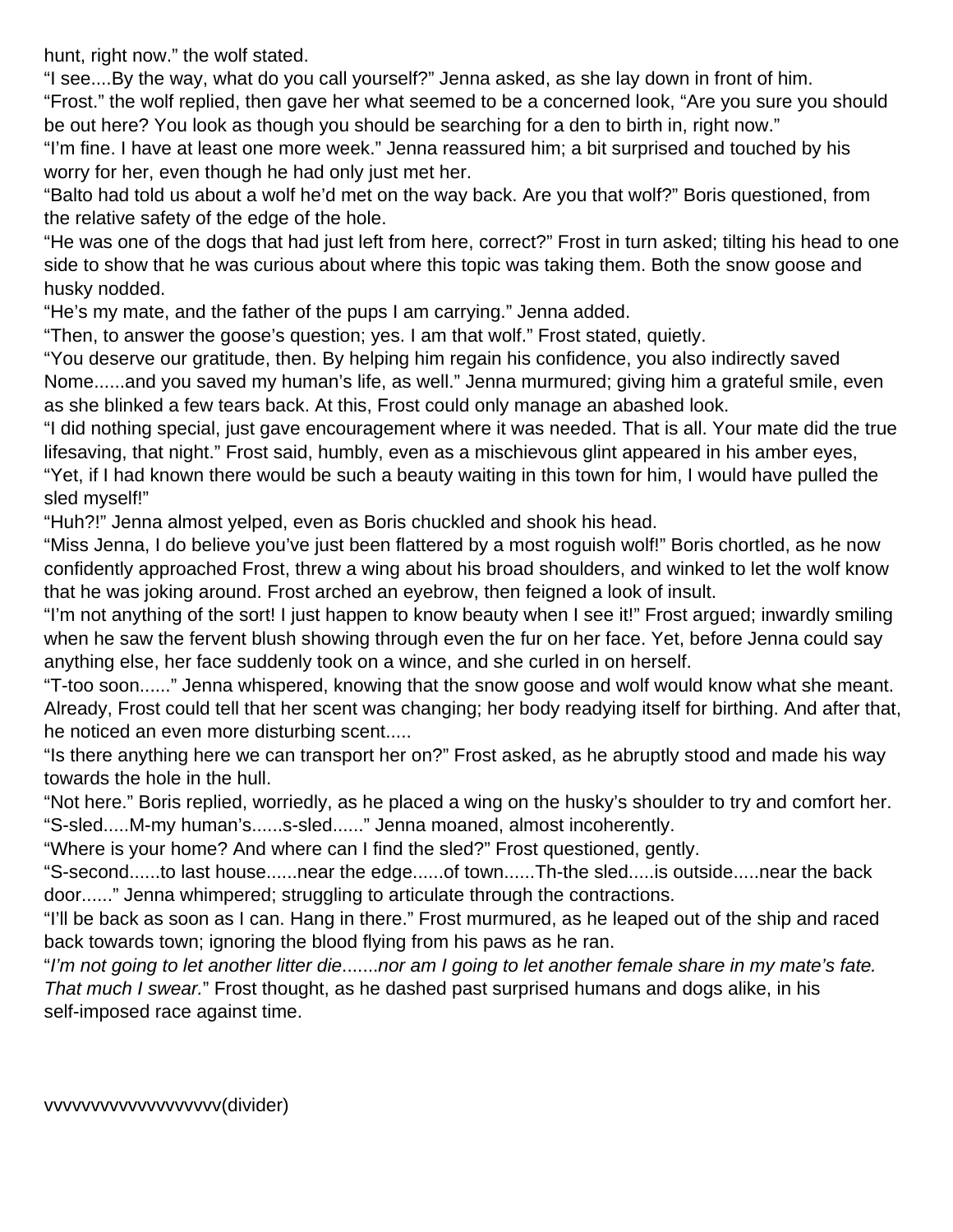hunt, right now." the wolf stated.

"I see....By the way, what do you call yourself?" Jenna asked, as she lay down in front of him.

"Frost." the wolf replied, then gave her what seemed to be a concerned look, "Are you sure you should be out here? You look as though you should be searching for a den to birth in, right now."

"I'm fine. I have at least one more week." Jenna reassured him; a bit surprised and touched by his worry for her, even though he had only just met her.

"Balto had told us about a wolf he'd met on the way back. Are you that wolf?" Boris questioned, from the relative safety of the edge of the hole.

"He was one of the dogs that had just left from here, correct?" Frost in turn asked; tilting his head to one side to show that he was curious about where this topic was taking them. Both the snow goose and husky nodded.

"He's my mate, and the father of the pups I am carrying." Jenna added.

"Then, to answer the goose's question; yes. I am that wolf." Frost stated, quietly.

"You deserve our gratitude, then. By helping him regain his confidence, you also indirectly saved Nome......and you saved my human's life, as well." Jenna murmured; giving him a grateful smile, even as she blinked a few tears back. At this, Frost could only manage an abashed look.

"I did nothing special, just gave encouragement where it was needed. That is all. Your mate did the true lifesaving, that night." Frost said, humbly, even as a mischievous glint appeared in his amber eyes, "Yet, if I had known there would be such a beauty waiting in this town for him, I would have pulled the sled myself!"

"Huh?!" Jenna almost yelped, even as Boris chuckled and shook his head.

"Miss Jenna, I do believe you've just been flattered by a most roguish wolf!" Boris chortled, as he now confidently approached Frost, threw a wing about his broad shoulders, and winked to let the wolf know that he was joking around. Frost arched an eyebrow, then feigned a look of insult.

"I'm not anything of the sort! I just happen to know beauty when I see it!" Frost argued; inwardly smiling when he saw the fervent blush showing through even the fur on her face. Yet, before Jenna could say anything else, her face suddenly took on a wince, and she curled in on herself.

"T-too soon......" Jenna whispered, knowing that the snow goose and wolf would know what she meant. Already, Frost could tell that her scent was changing; her body readying itself for birthing. And after that, he noticed an even more disturbing scent.....

"Is there anything here we can transport her on?" Frost asked, as he abruptly stood and made his way towards the hole in the hull.

"Not here." Boris replied, worriedly, as he placed a wing on the husky's shoulder to try and comfort her.

"S-sled.....M-my human's......s-sled......" Jenna moaned, almost incoherently.

"Where is your home? And where can I find the sled?" Frost questioned, gently.

"S-second......to last house......near the edge......of town......Th-the sled.....is outside.....near the back door......" Jenna whimpered; struggling to articulate through the contractions.

"I'll be back as soon as I can. Hang in there." Frost murmured, as he leaped out of the ship and raced back towards town; ignoring the blood flying from his paws as he ran.

"*I'm not going to let another litter die.......nor am I going to let another female share in my mate's fate. That much I swear.*" Frost thought, as he dashed past surprised humans and dogs alike, in his self-imposed race against time.

vvvvvvvvvvvvvvvvvvv(divider)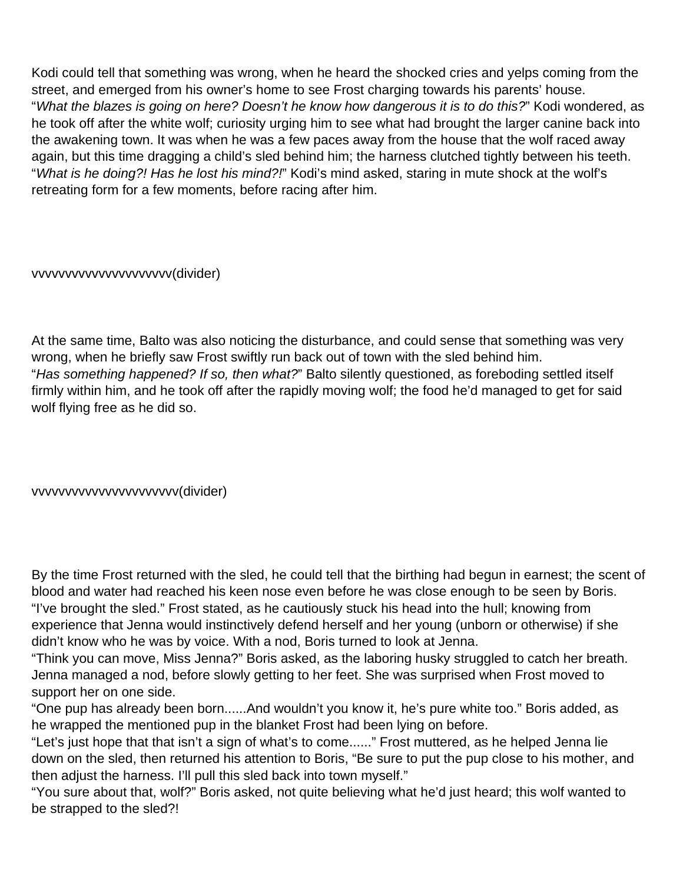Kodi could tell that something was wrong, when he heard the shocked cries and yelps coming from the street, and emerged from his owner's home to see Frost charging towards his parents' house.
"*What the blazes is going on here? Doesn't he know how dangerous it is to do this?*" Kodi wondered, as he took off after the white wolf; curiosity urging him to see what had brought the larger canine back into the awakening town. It was when he was a few paces away from the house that the wolf raced away again, but this time dragging a child's sled behind him; the harness clutched tightly between his teeth.
"*What is he doing?! Has he lost his mind?!*" Kodi's mind asked, staring in mute shock at the wolf's retreating form for a few moments, before racing after him.

vvvvvvvvvvvvvvvvvvvv(divider)

At the same time, Balto was also noticing the disturbance, and could sense that something was very wrong, when he briefly saw Frost swiftly run back out of town with the sled behind him.
"*Has something happened? If so, then what?*" Balto silently questioned, as foreboding settled itself firmly within him, and he took off after the rapidly moving wolf; the food he'd managed to get for said wolf flying free as he did so.

vvvvvvvvvvvvvvvvvvvvv(divider)

By the time Frost returned with the sled, he could tell that the birthing had begun in earnest; the scent of blood and water had reached his keen nose even before he was close enough to be seen by Boris.
"I've brought the sled." Frost stated, as he cautiously stuck his head into the hull; knowing from experience that Jenna would instinctively defend herself and her young (unborn or otherwise) if she didn't know who he was by voice. With a nod, Boris turned to look at Jenna.
"Think you can move, Miss Jenna?" Boris asked, as the laboring husky struggled to catch her breath. Jenna managed a nod, before slowly getting to her feet. She was surprised when Frost moved to support her on one side.
"One pup has already been born......And wouldn't you know it, he's pure white too." Boris added, as he wrapped the mentioned pup in the blanket Frost had been lying on before.
"Let's just hope that that isn't a sign of what's to come......" Frost muttered, as he helped Jenna lie down on the sled, then returned his attention to Boris, "Be sure to put the pup close to his mother, and then adjust the harness. I'll pull this sled back into town myself."
"You sure about that, wolf?" Boris asked, not quite believing what he'd just heard; this wolf wanted to be strapped to the sled?!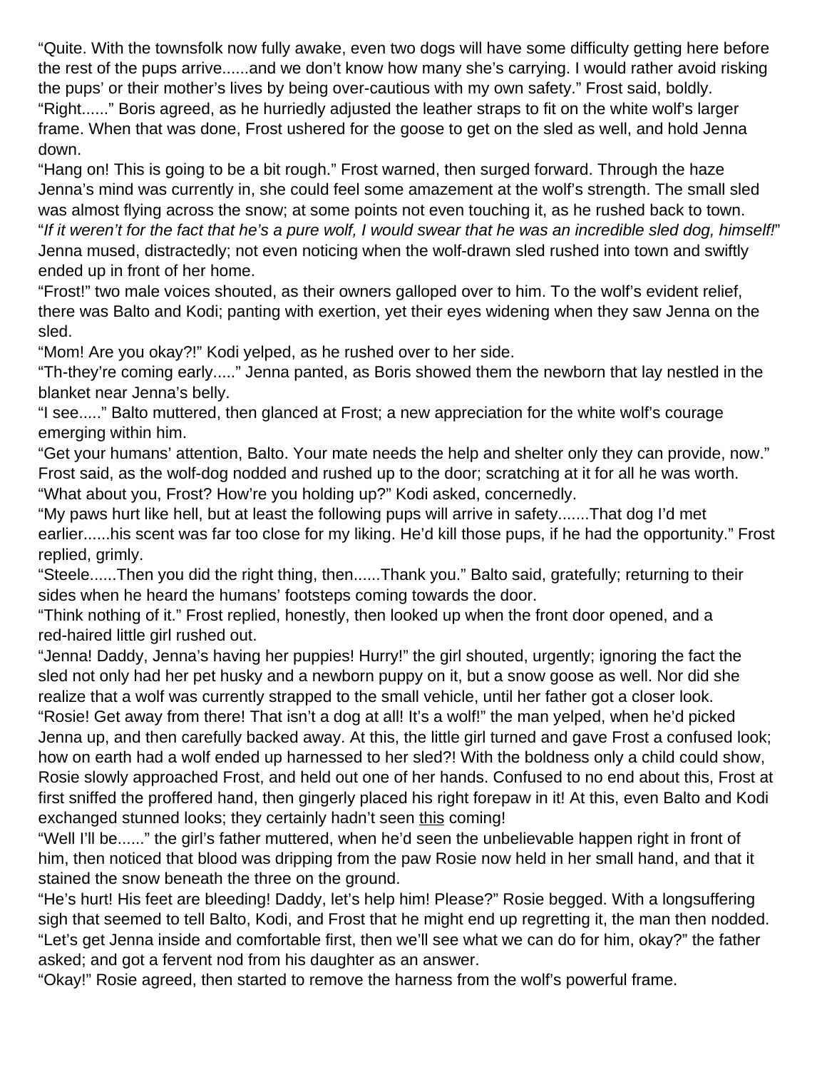"Quite. With the townsfolk now fully awake, even two dogs will have some difficulty getting here before the rest of the pups arrive......and we don't know how many she's carrying. I would rather avoid risking the pups' or their mother's lives by being over-cautious with my own safety." Frost said, boldly.

"Right......" Boris agreed, as he hurriedly adjusted the leather straps to fit on the white wolf's larger frame. When that was done, Frost ushered for the goose to get on the sled as well, and hold Jenna down.

"Hang on! This is going to be a bit rough." Frost warned, then surged forward. Through the haze Jenna's mind was currently in, she could feel some amazement at the wolf's strength. The small sled was almost flying across the snow; at some points not even touching it, as he rushed back to town.

"*If it weren't for the fact that he's a pure wolf, I would swear that he was an incredible sled dog, himself!*" Jenna mused, distractedly; not even noticing when the wolf-drawn sled rushed into town and swiftly ended up in front of her home.

"Frost!" two male voices shouted, as their owners galloped over to him. To the wolf's evident relief, there was Balto and Kodi; panting with exertion, yet their eyes widening when they saw Jenna on the sled.

"Mom! Are you okay?!" Kodi yelped, as he rushed over to her side.

"Th-they're coming early....." Jenna panted, as Boris showed them the newborn that lay nestled in the blanket near Jenna's belly.

"I see....." Balto muttered, then glanced at Frost; a new appreciation for the white wolf's courage emerging within him.

"Get your humans' attention, Balto. Your mate needs the help and shelter only they can provide, now." Frost said, as the wolf-dog nodded and rushed up to the door; scratching at it for all he was worth.

"What about you, Frost? How're you holding up?" Kodi asked, concernedly.

"My paws hurt like hell, but at least the following pups will arrive in safety.......That dog I'd met earlier......his scent was far too close for my liking. He'd kill those pups, if he had the opportunity." Frost replied, grimly.

"Steele......Then you did the right thing, then......Thank you." Balto said, gratefully; returning to their sides when he heard the humans' footsteps coming towards the door.

"Think nothing of it." Frost replied, honestly, then looked up when the front door opened, and a red-haired little girl rushed out.

"Jenna! Daddy, Jenna's having her puppies! Hurry!" the girl shouted, urgently; ignoring the fact the sled not only had her pet husky and a newborn puppy on it, but a snow goose as well. Nor did she realize that a wolf was currently strapped to the small vehicle, until her father got a closer look.

"Rosie! Get away from there! That isn't a dog at all! It's a wolf!" the man yelped, when he'd picked Jenna up, and then carefully backed away. At this, the little girl turned and gave Frost a confused look; how on earth had a wolf ended up harnessed to her sled?! With the boldness only a child could show, Rosie slowly approached Frost, and held out one of her hands. Confused to no end about this, Frost at first sniffed the proffered hand, then gingerly placed his right forepaw in it! At this, even Balto and Kodi exchanged stunned looks; they certainly hadn't seen <u>this</u> coming!

"Well I'll be......" the girl's father muttered, when he'd seen the unbelievable happen right in front of him, then noticed that blood was dripping from the paw Rosie now held in her small hand, and that it stained the snow beneath the three on the ground.

"He's hurt! His feet are bleeding! Daddy, let's help him! Please?" Rosie begged. With a longsuffering sigh that seemed to tell Balto, Kodi, and Frost that he might end up regretting it, the man then nodded.

"Let's get Jenna inside and comfortable first, then we'll see what we can do for him, okay?" the father asked; and got a fervent nod from his daughter as an answer.

"Okay!" Rosie agreed, then started to remove the harness from the wolf's powerful frame.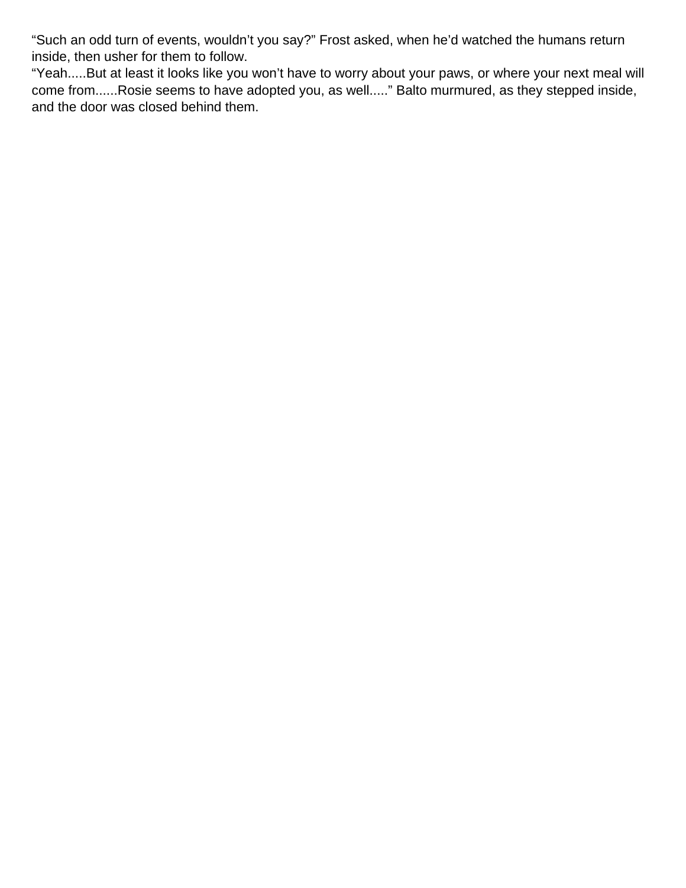“Such an odd turn of events, wouldn’t you say?” Frost asked, when he’d watched the humans return inside, then usher for them to follow.

“Yeah.....But at least it looks like you won’t have to worry about your paws, or where your next meal will come from......Rosie seems to have adopted you, as well.....” Balto murmured, as they stepped inside, and the door was closed behind them.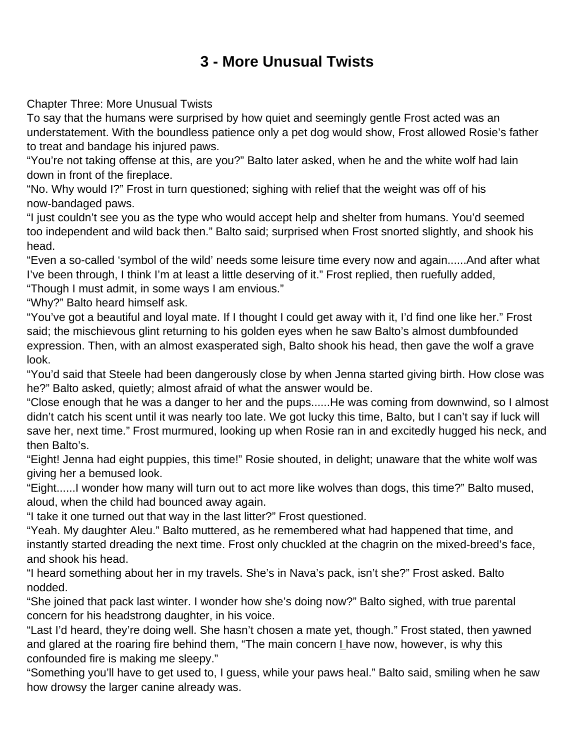# 3 - More Unusual Twists

Chapter Three: More Unusual Twists

To say that the humans were surprised by how quiet and seemingly gentle Frost acted was an understatement. With the boundless patience only a pet dog would show, Frost allowed Rosie's father to treat and bandage his injured paws.

"You're not taking offense at this, are you?" Balto later asked, when he and the white wolf had lain down in front of the fireplace.

"No. Why would I?" Frost in turn questioned; sighing with relief that the weight was off of his now-bandaged paws.

"I just couldn't see you as the type who would accept help and shelter from humans. You'd seemed too independent and wild back then." Balto said; surprised when Frost snorted slightly, and shook his head.

"Even a so-called 'symbol of the wild' needs some leisure time every now and again......And after what I've been through, I think I'm at least a little deserving of it." Frost replied, then ruefully added, "Though I must admit, in some ways I am envious."

"Why?" Balto heard himself ask.

"You've got a beautiful and loyal mate. If I thought I could get away with it, I'd find one like her." Frost said; the mischievous glint returning to his golden eyes when he saw Balto's almost dumbfounded expression. Then, with an almost exasperated sigh, Balto shook his head, then gave the wolf a grave look.

"You'd said that Steele had been dangerously close by when Jenna started giving birth. How close was he?" Balto asked, quietly; almost afraid of what the answer would be.

"Close enough that he was a danger to her and the pups......He was coming from downwind, so I almost didn't catch his scent until it was nearly too late. We got lucky this time, Balto, but I can't say if luck will save her, next time." Frost murmured, looking up when Rosie ran in and excitedly hugged his neck, and then Balto's.

"Eight! Jenna had eight puppies, this time!" Rosie shouted, in delight; unaware that the white wolf was giving her a bemused look.

"Eight......I wonder how many will turn out to act more like wolves than dogs, this time?" Balto mused, aloud, when the child had bounced away again.

"I take it one turned out that way in the last litter?" Frost questioned.

"Yeah. My daughter Aleu." Balto muttered, as he remembered what had happened that time, and instantly started dreading the next time. Frost only chuckled at the chagrin on the mixed-breed's face, and shook his head.

"I heard something about her in my travels. She's in Nava's pack, isn't she?" Frost asked. Balto nodded.

"She joined that pack last winter. I wonder how she's doing now?" Balto sighed, with true parental concern for his headstrong daughter, in his voice.

"Last I'd heard, they're doing well. She hasn't chosen a mate yet, though." Frost stated, then yawned and glared at the roaring fire behind them, "The main concern I have now, however, is why this confounded fire is making me sleepy."

"Something you'll have to get used to, I guess, while your paws heal." Balto said, smiling when he saw how drowsy the larger canine already was.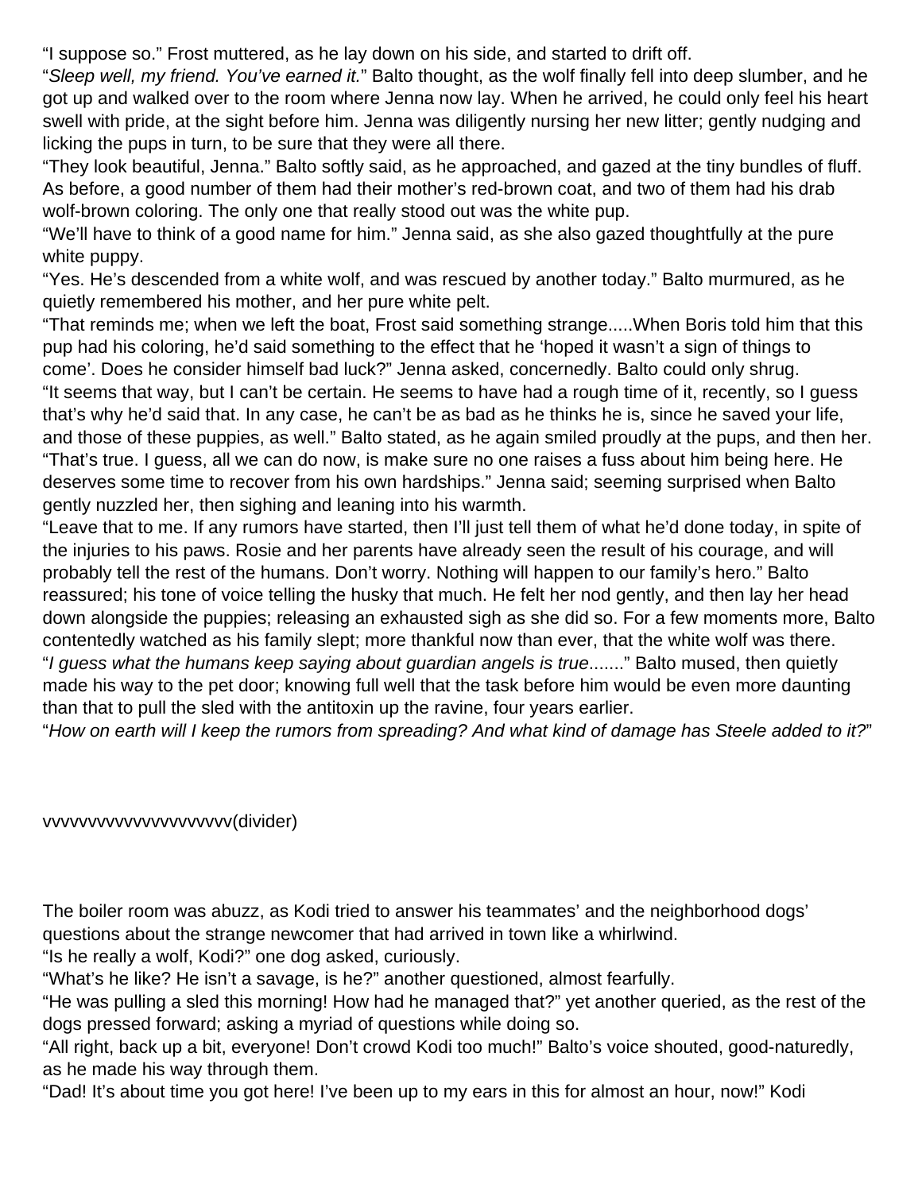"I suppose so." Frost muttered, as he lay down on his side, and started to drift off.

"*Sleep well, my friend. You've earned it.*" Balto thought, as the wolf finally fell into deep slumber, and he got up and walked over to the room where Jenna now lay. When he arrived, he could only feel his heart swell with pride, at the sight before him. Jenna was diligently nursing her new litter; gently nudging and licking the pups in turn, to be sure that they were all there.

"They look beautiful, Jenna." Balto softly said, as he approached, and gazed at the tiny bundles of fluff. As before, a good number of them had their mother's red-brown coat, and two of them had his drab wolf-brown coloring. The only one that really stood out was the white pup.

"We'll have to think of a good name for him." Jenna said, as she also gazed thoughtfully at the pure white puppy.

"Yes. He's descended from a white wolf, and was rescued by another today." Balto murmured, as he quietly remembered his mother, and her pure white pelt.

"That reminds me; when we left the boat, Frost said something strange.....When Boris told him that this pup had his coloring, he'd said something to the effect that he 'hoped it wasn't a sign of things to come'. Does he consider himself bad luck?" Jenna asked, concernedly. Balto could only shrug.

"It seems that way, but I can't be certain. He seems to have had a rough time of it, recently, so I guess that's why he'd said that. In any case, he can't be as bad as he thinks he is, since he saved your life, and those of these puppies, as well." Balto stated, as he again smiled proudly at the pups, and then her.

"That's true. I guess, all we can do now, is make sure no one raises a fuss about him being here. He deserves some time to recover from his own hardships." Jenna said; seeming surprised when Balto gently nuzzled her, then sighing and leaning into his warmth.

"Leave that to me. If any rumors have started, then I'll just tell them of what he'd done today, in spite of the injuries to his paws. Rosie and her parents have already seen the result of his courage, and will probably tell the rest of the humans. Don't worry. Nothing will happen to our family's hero." Balto reassured; his tone of voice telling the husky that much. He felt her nod gently, and then lay her head down alongside the puppies; releasing an exhausted sigh as she did so. For a few moments more, Balto contentedly watched as his family slept; more thankful now than ever, that the white wolf was there.

"*I guess what the humans keep saying about guardian angels is true*......." Balto mused, then quietly made his way to the pet door; knowing full well that the task before him would be even more daunting than that to pull the sled with the antitoxin up the ravine, four years earlier.

"*How on earth will I keep the rumors from spreading? And what kind of damage has Steele added to it?*"

vvvvvvvvvvvvvvvvvvvv(divider)

The boiler room was abuzz, as Kodi tried to answer his teammates' and the neighborhood dogs' questions about the strange newcomer that had arrived in town like a whirlwind.

"Is he really a wolf, Kodi?" one dog asked, curiously.

"What's he like? He isn't a savage, is he?" another questioned, almost fearfully.

"He was pulling a sled this morning! How had he managed that?" yet another queried, as the rest of the dogs pressed forward; asking a myriad of questions while doing so.

"All right, back up a bit, everyone! Don't crowd Kodi too much!" Balto's voice shouted, good-naturedly, as he made his way through them.

"Dad! It's about time you got here! I've been up to my ears in this for almost an hour, now!" Kodi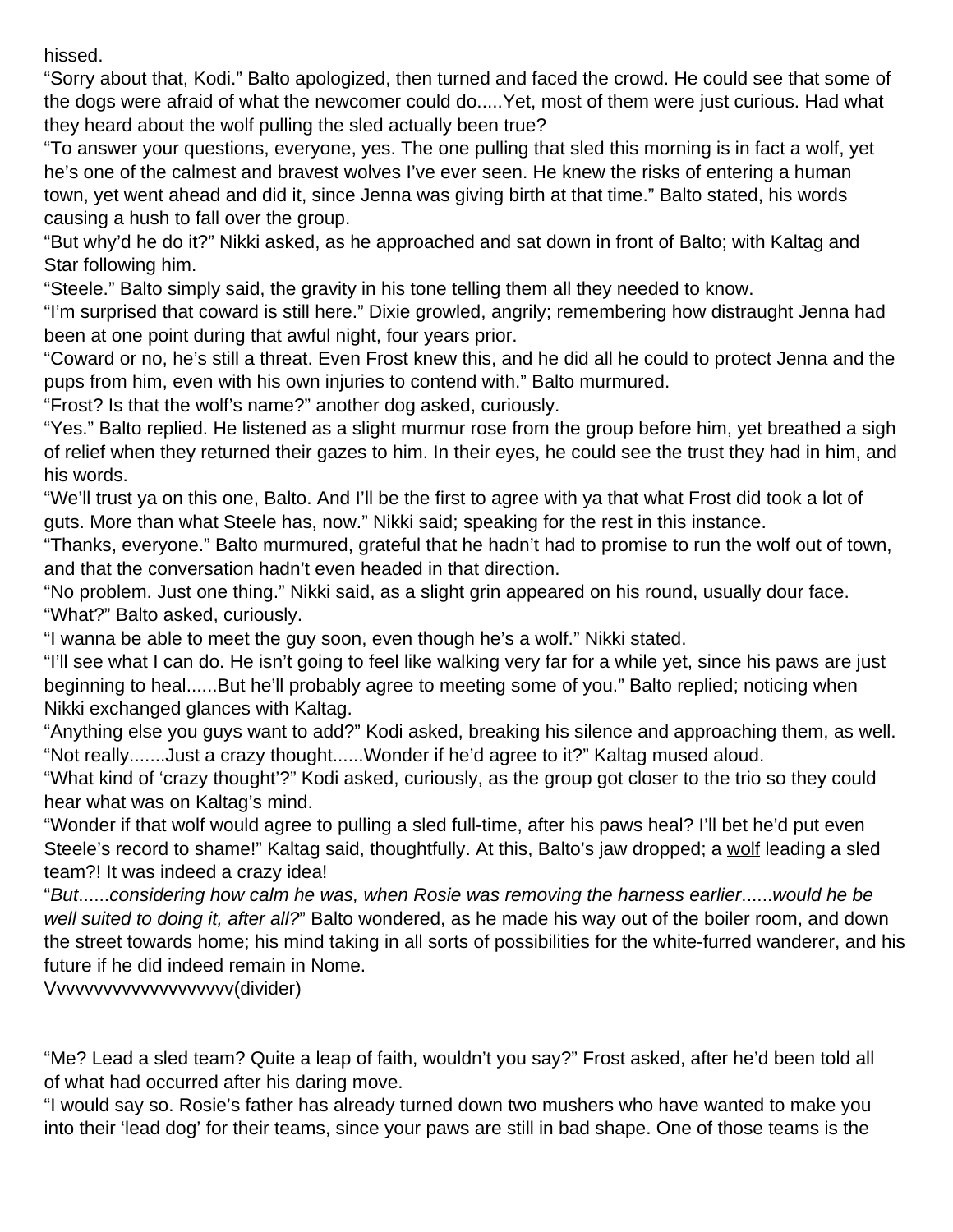hissed.

"Sorry about that, Kodi." Balto apologized, then turned and faced the crowd. He could see that some of the dogs were afraid of what the newcomer could do.....Yet, most of them were just curious. Had what they heard about the wolf pulling the sled actually been true?

"To answer your questions, everyone, yes. The one pulling that sled this morning is in fact a wolf, yet he's one of the calmest and bravest wolves I've ever seen. He knew the risks of entering a human town, yet went ahead and did it, since Jenna was giving birth at that time." Balto stated, his words causing a hush to fall over the group.

"But why'd he do it?" Nikki asked, as he approached and sat down in front of Balto; with Kaltag and Star following him.

"Steele." Balto simply said, the gravity in his tone telling them all they needed to know.

"I'm surprised that coward is still here." Dixie growled, angrily; remembering how distraught Jenna had been at one point during that awful night, four years prior.

"Coward or no, he's still a threat. Even Frost knew this, and he did all he could to protect Jenna and the pups from him, even with his own injuries to contend with." Balto murmured.

"Frost? Is that the wolf's name?" another dog asked, curiously.

"Yes." Balto replied. He listened as a slight murmur rose from the group before him, yet breathed a sigh of relief when they returned their gazes to him. In their eyes, he could see the trust they had in him, and his words.

"We'll trust ya on this one, Balto. And I'll be the first to agree with ya that what Frost did took a lot of guts. More than what Steele has, now." Nikki said; speaking for the rest in this instance.

"Thanks, everyone." Balto murmured, grateful that he hadn't had to promise to run the wolf out of town, and that the conversation hadn't even headed in that direction.

"No problem. Just one thing." Nikki said, as a slight grin appeared on his round, usually dour face.

"What?" Balto asked, curiously.

"I wanna be able to meet the guy soon, even though he's a wolf." Nikki stated.

"I'll see what I can do. He isn't going to feel like walking very far for a while yet, since his paws are just beginning to heal......But he'll probably agree to meeting some of you." Balto replied; noticing when Nikki exchanged glances with Kaltag.

"Anything else you guys want to add?" Kodi asked, breaking his silence and approaching them, as well.

"Not really.......Just a crazy thought......Wonder if he'd agree to it?" Kaltag mused aloud.

"What kind of 'crazy thought'?" Kodi asked, curiously, as the group got closer to the trio so they could hear what was on Kaltag's mind.

"Wonder if that wolf would agree to pulling a sled full-time, after his paws heal? I'll bet he'd put even Steele's record to shame!" Kaltag said, thoughtfully. At this, Balto's jaw dropped; a <u>wolf</u> leading a sled team?! It was <u>indeed</u> a crazy idea!

"*But......considering how calm he was, when Rosie was removing the harness earlier......would he be well suited to doing it, after all?*" Balto wondered, as he made his way out of the boiler room, and down the street towards home; his mind taking in all sorts of possibilities for the white-furred wanderer, and his future if he did indeed remain in Nome.

Vvvvvvvvvvvvvvvvvvvv(divider)

"Me? Lead a sled team? Quite a leap of faith, wouldn't you say?" Frost asked, after he'd been told all of what had occurred after his daring move.

"I would say so. Rosie's father has already turned down two mushers who have wanted to make you into their 'lead dog' for their teams, since your paws are still in bad shape. One of those teams is the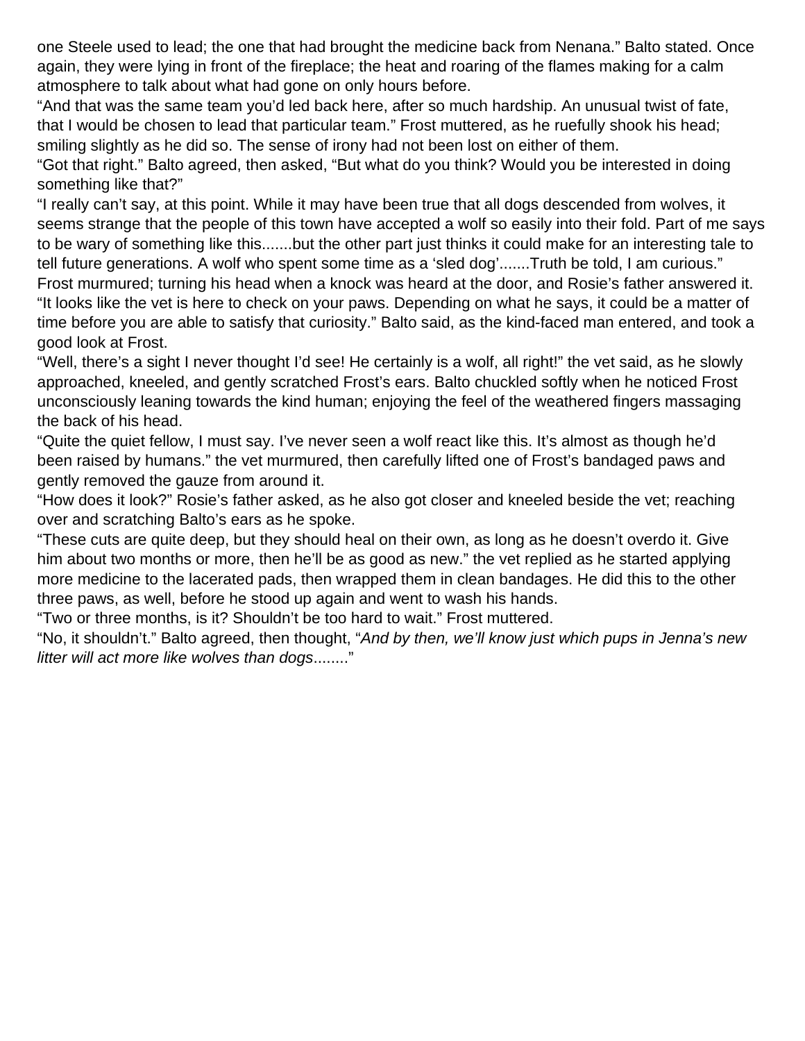one Steele used to lead; the one that had brought the medicine back from Nenana." Balto stated. Once again, they were lying in front of the fireplace; the heat and roaring of the flames making for a calm atmosphere to talk about what had gone on only hours before.

"And that was the same team you'd led back here, after so much hardship. An unusual twist of fate, that I would be chosen to lead that particular team." Frost muttered, as he ruefully shook his head; smiling slightly as he did so. The sense of irony had not been lost on either of them.

"Got that right." Balto agreed, then asked, "But what do you think? Would you be interested in doing something like that?"

"I really can't say, at this point. While it may have been true that all dogs descended from wolves, it seems strange that the people of this town have accepted a wolf so easily into their fold. Part of me says to be wary of something like this.......but the other part just thinks it could make for an interesting tale to tell future generations. A wolf who spent some time as a 'sled dog'.......Truth be told, I am curious." Frost murmured; turning his head when a knock was heard at the door, and Rosie's father answered it.

"It looks like the vet is here to check on your paws. Depending on what he says, it could be a matter of time before you are able to satisfy that curiosity." Balto said, as the kind-faced man entered, and took a good look at Frost.

"Well, there's a sight I never thought I'd see! He certainly is a wolf, all right!" the vet said, as he slowly approached, kneeled, and gently scratched Frost's ears. Balto chuckled softly when he noticed Frost unconsciously leaning towards the kind human; enjoying the feel of the weathered fingers massaging the back of his head.

"Quite the quiet fellow, I must say. I've never seen a wolf react like this. It's almost as though he'd been raised by humans." the vet murmured, then carefully lifted one of Frost's bandaged paws and gently removed the gauze from around it.

"How does it look?" Rosie's father asked, as he also got closer and kneeled beside the vet; reaching over and scratching Balto's ears as he spoke.

"These cuts are quite deep, but they should heal on their own, as long as he doesn't overdo it. Give him about two months or more, then he'll be as good as new." the vet replied as he started applying more medicine to the lacerated pads, then wrapped them in clean bandages. He did this to the other three paws, as well, before he stood up again and went to wash his hands.

"Two or three months, is it? Shouldn't be too hard to wait." Frost muttered.

"No, it shouldn't." Balto agreed, then thought, "*And by then, we'll know just which pups in Jenna's new litter will act more like wolves than dogs*........"